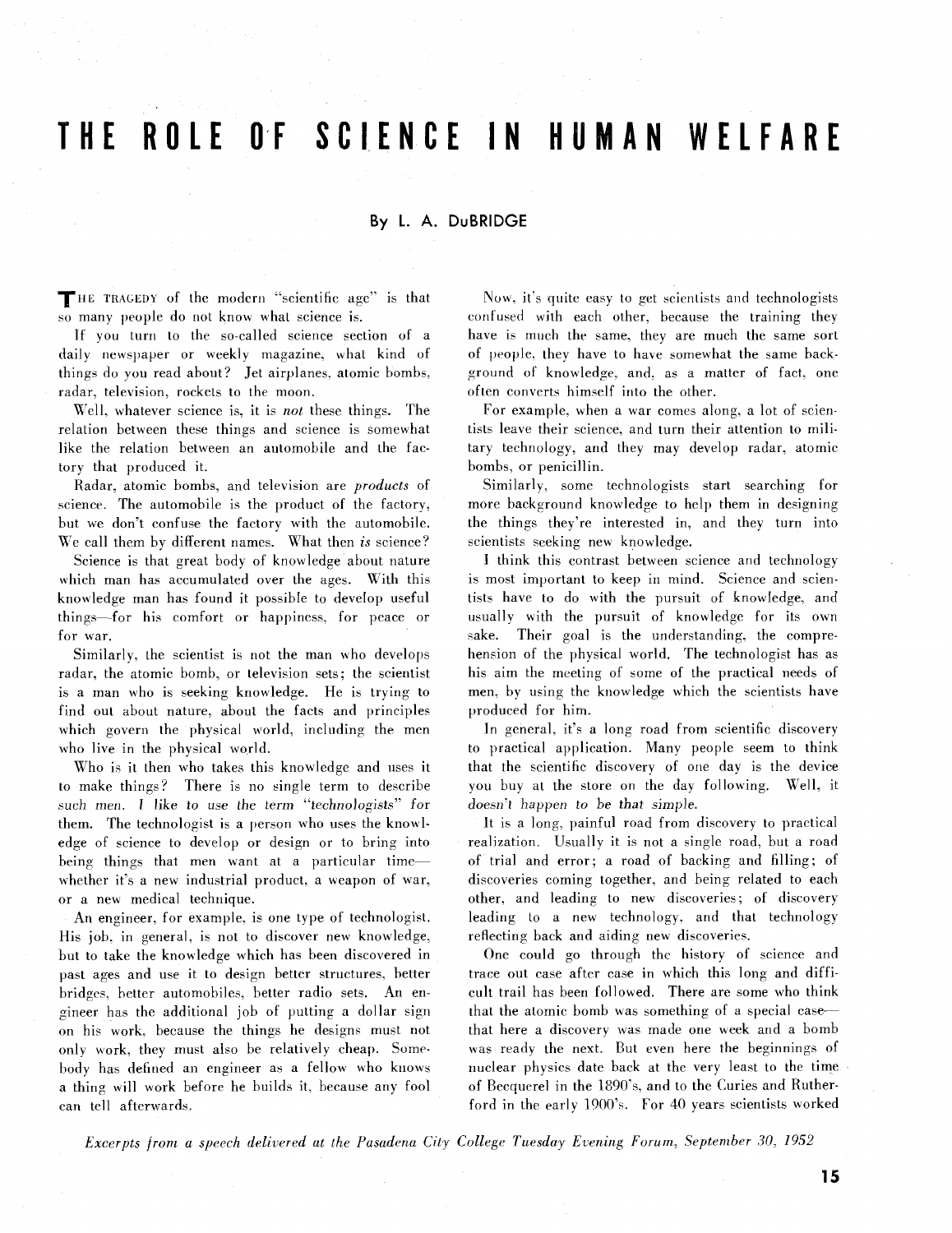# THE ROLE OF SCIENCE IN HUMAN WELFARE

By L. A. DuBRIDGE

THE TRAGEDY of the modern "scientific age" is that so many people do not know what science is.

If you turn to the so-called science section of a daily newspaper or weekly magazine, what kind of things do you read about? Jet airplanes, atomic bombs, radar, television, rockets to the moon.

Well, whatever science is, it is *not* these things. The relation between these things and science is somewhat like the relation between an automobile and the factory that produced it.

Radar, atomic bombs, and television are *products* of science. The automobile is the product of the factory, but we don't confuse the factory with the automobile. We call them by different names. What then *is* science?

Science is that great body of knowledge about nature which man has accumulated over the ages. With this knowledge man has found it possible to develop useful things—for his comfort or happiness, for peace or for war.

Similarly, the scientist is not the man who develops radar, the atomic bomb, or television sets; the scientist is a man who is seeking knowledge. He is trying to find out about nature, about the facts and principles which govern the physical world, including the men who live in the physical world.

Who is it then who takes this knowledge and uses it to make things? There is no single term to describe such men. I like to use the term "technologists" for them. The technologist is a person who uses the knowledge of science to develop or design or to bring into being things that men want at a particular time—whether it's a new industrial product, a weapon of war, or a new medical technique.

An engineer, for example, is one type of technologist. His job, in general, is not to discover new knowledge, but to take the knowledge which has been discovered in past ages and use it to design better structures, better bridges, better automobiles, better radio sets. An engineer has the additional job of putting a dollar sign on his work, because the things he designs must not only work, they must also be relatively cheap. Somebody has defined an engineer as a fellow who knows a thing will work before he builds it, because any fool can tell afterwards.

Now, it's quite easy to get scientists and technologists confused with each other, because the training they have is much the same, they are much the same sort of people, they have to have somewhat the same background of knowledge, and, as a matter of fact, one often converts himself into the other.

For example, when a war comes along, a lot of scientists leave their science, and turn their attention to military technology, and they may develop radar, atomic bombs, or penicillin.

Similarly, some technologists start searching for more background knowledge to help them in designing the things they're interested in, and they turn into scientists seeking new knowledge.

I think this contrast between science and technology is most important to keep in mind. Science and scientists have to do with the pursuit of knowledge, and usually with the pursuit of knowledge for its own sake. Their goal is the understanding, the comprehension of the physical world. The technologist has as his aim the meeting of some of the practical needs of men, by using the knowledge which the scientists have produced for him.

In general, it's a long road from scientific discovery to practical application. Many people seem to think that the scientific discovery of one day is the device you buy at the store on the day following. Well, it doesn't happen to be that simple.

It is a long, painful road from discovery to practical realization. Usually it is not a single road, but a road of trial and error; a road of backing and filling; of discoveries coming together, and being related to each other, and leading to new discoveries; of discovery leading to a new technology, and that technology reflecting back and aiding new discoveries.

One could go through the history of science and trace out case after case in which this long and difficult trail has been followed. There are some who think that the atomic bomb was something of a special case—that here a discovery was made one week and a bomb was ready the next. But even here the beginnings of nuclear physics date back at the very least to the time of Becquerel in the 1890's, and to the Curies and Rutherford in the early 1900's. For 40 years scientists worked

*Excerpts from a speech delivered at the Pasadena City College Tuesday Evening Forum, September 30, 1952*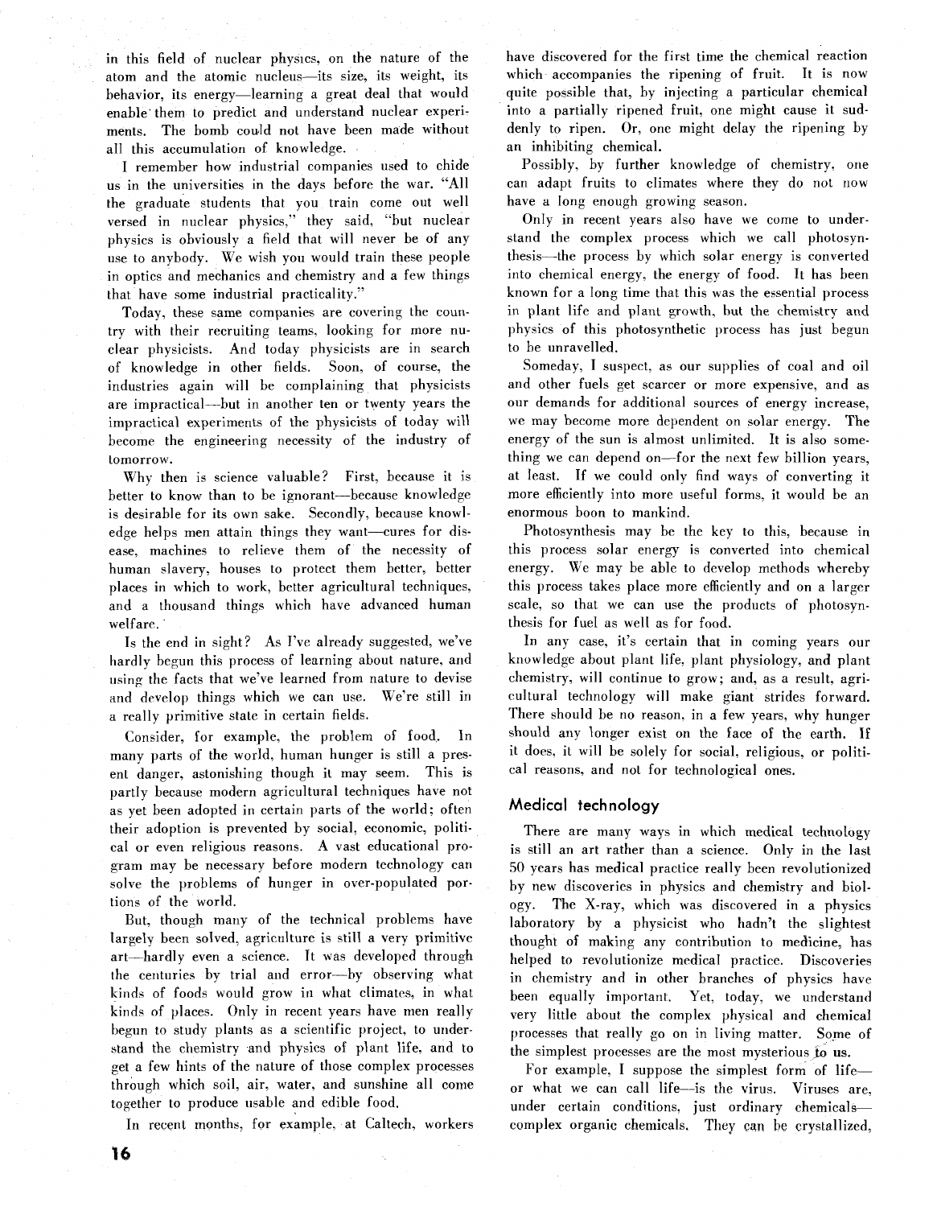in this field of nuclear physics, on the nature of the atom and the atomic nucleus—its size, its weight, its behavior, its energy—learning a great deal that would enable them to predict and understand nuclear experiments. The bomb could not have been made without all this accumulation of knowledge.

I remember how industrial companies used to chide us in the universities in the days before the war. "All the graduate students that you train come out well versed in nuclear physics," they said, "but nuclear physics is obviously a field that will never be of any use to anybody. We wish you would train these people in optics and mechanics and chemistry and a few things that have some industrial practicality."

Today, these same companies are covering the country with their recruiting teams, looking for more nuclear physicists. And today physicists are in search of knowledge in other fields. Soon, of course, the industries again will be complaining that physicists are impractical—but in another ten or twenty years the impractical experiments of the physicists of today will become the engineering necessity of the industry of tomorrow.

Why then is science valuable? First, because it is better to know than to be ignorant—because knowledge is desirable for its own sake. Secondly, because knowledge helps men attain things they want—cures for disease, machines to relieve them of the necessity of human slavery, houses to protect them better, better places in which to work, better agricultural techniques, and a thousand things which have advanced human welfare.

Is the end in sight? As I've already suggested, we've hardly begun this process of learning about nature, and using the facts that we've learned from nature to devise and develop things which we can use. We're still in a really primitive state in certain fields.

Consider, for example, the problem of food. In many parts of the world, human hunger is still a present danger, astonishing though it may seem. This is partly because modern agricultural techniques have not as yet been adopted in certain parts of the world; often their adoption is prevented by social, economic, political or even religious reasons. A vast educational program may be necessary before modern technology can solve the problems of hunger in over-populated portions of the world.

But, though many of the technical problems have largely been solved, agriculture is still a very primitive art—hardly even a science. It was developed through the centuries by trial and error—by observing what kinds of foods would grow in what climates, in what kinds of places. Only in recent years have men really begun to study plants as a scientific project, to understand the chemistry and physics of plant life, and to get a few hints of the nature of those complex processes through which soil, air, water, and sunshine all come together to produce usable and edible food.

In recent months, for example, at Caltech, workers have discovered for the first time the chemical reaction which accompanies the ripening of fruit. It is now quite possible that, by injecting a particular chemical into a partially ripened fruit, one might cause it suddenly to ripen. Or, one might delay the ripening by an inhibiting chemical.

Possibly, by further knowledge of chemistry, one can adapt fruits to climates where they do not now have a long enough growing season.

Only in recent years also have we come to understand the complex process which we call photosynthesis—the process by which solar energy is converted into chemical energy, the energy of food. It has been known for a long time that this was the essential process in plant life and plant growth, but the chemistry and physics of this photosynthetic process has just begun to be unravelled.

Someday, I suspect, as our supplies of coal and oil and other fuels get scarcer or more expensive, and as our demands for additional sources of energy increase, we may become more dependent on solar energy. The energy of the sun is almost unlimited. It is also something we can depend on—for the next few billion years, at least. If we could only find ways of converting it more efficiently into more useful forms, it would be an enormous boon to mankind.

Photosynthesis may be the key to this, because in this process solar energy is converted into chemical energy. We may be able to develop methods whereby this process takes place more efficiently and on a larger scale, so that we can use the products of photosynthesis for fuel as well as for food.

In any case, it's certain that in coming years our knowledge about plant life, plant physiology, and plant chemistry, will continue to grow; and, as a result, agricultural technology will make giant strides forward. There should be no reason, in a few years, why hunger should any longer exist on the face of the earth. If it does, it will be solely for social, religious, or political reasons, and not for technological ones.

## Medical technology

There are many ways in which medical technology is still an art rather than a science. Only in the last 50 years has medical practice really been revolutionized by new discoveries in physics and chemistry and biology. The X-ray, which was discovered in a physics laboratory by a physicist who hadn't the slightest thought of making any contribution to medicine, has helped to revolutionize medical practice. Discoveries in chemistry and in other branches of physics have been equally important. Yet, today, we understand very little about the complex physical and chemical processes that really go on in living matter. Some of the simplest processes are the most mysterious to us.

For example, I suppose the simplest form of life—or what we can call life—is the virus. Viruses are, under certain conditions, just ordinary chemicals—complex organic chemicals. They can be crystallized,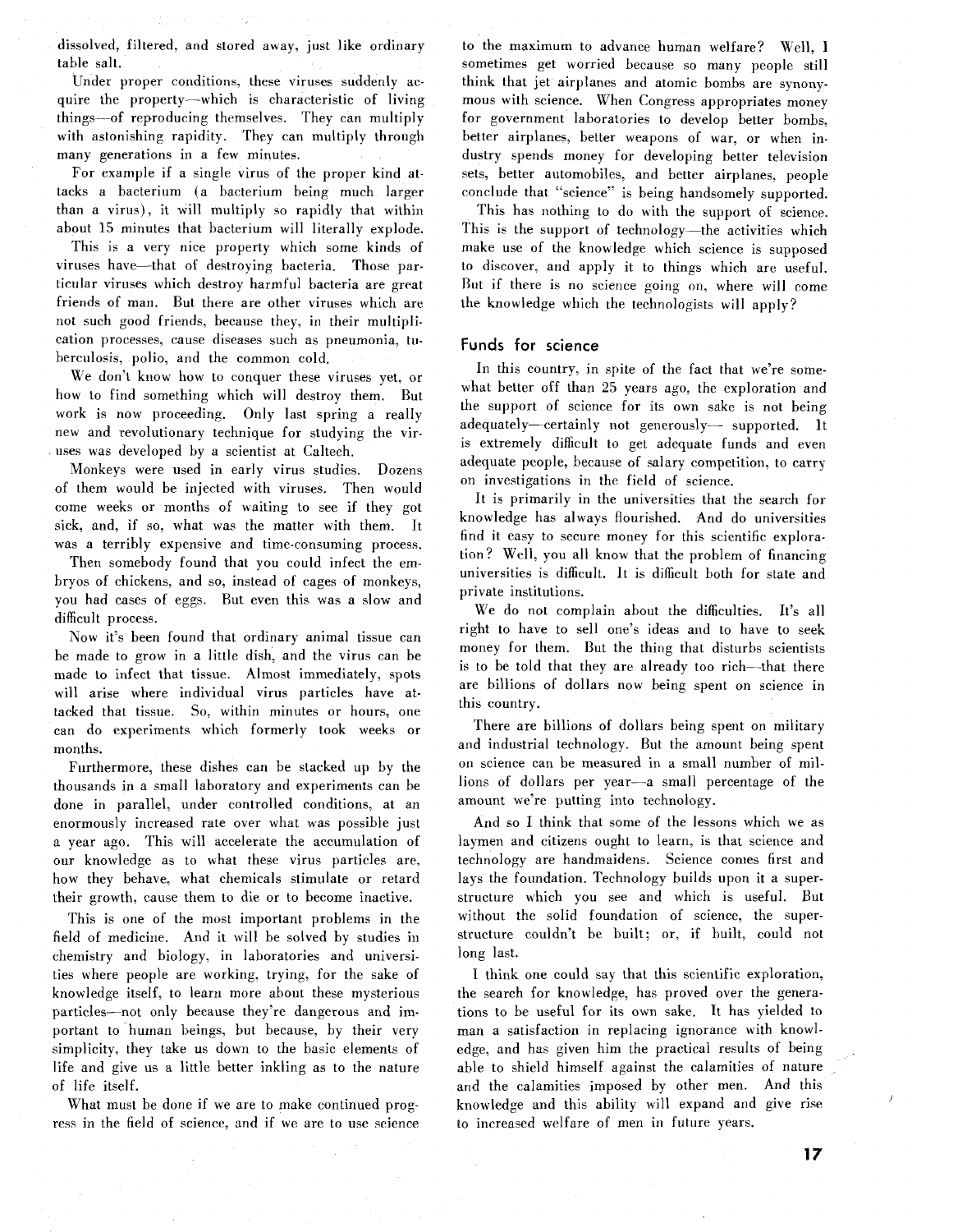dissolved, filtered, and stored away, just like ordinary table salt.

Under proper conditions, these viruses suddenly acquire the property—which is characteristic of living things—of reproducing themselves. They can multiply with astonishing rapidity. They can multiply through many generations in a few minutes.

For example if a single virus of the proper kind attacks a bacterium (a bacterium being much larger than a virus), it will multiply so rapidly that within about 15 minutes that bacterium will literally explode.

This is a very nice property which some kinds of viruses have—that of destroying bacteria. Those particular viruses which destroy harmful bacteria are great friends of man. But there are other viruses which are not such good friends, because they, in their multiplication processes, cause diseases such as pneumonia, tuberculosis, polio, and the common cold.

We don't know how to conquer these viruses yet, or how to find something which will destroy them. But work is now proceeding. Only last spring a really new and revolutionary technique for studying the viruses was developed by a scientist at Caltech.

Monkeys were used in early virus studies. Dozens of them would be injected with viruses. Then would come weeks or months of waiting to see if they got sick, and, if so, what was the matter with them. It was a terribly expensive and time-consuming process.

Then somebody found that you could infect the embryos of chickens, and so, instead of cages of monkeys, you had cases of eggs. But even this was a slow and difficult process.

Now it's been found that ordinary animal tissue can be made to grow in a little dish, and the virus can be made to infect that tissue. Almost immediately, spots will arise where individual virus particles have attacked that tissue. So, within minutes or hours, one can do experiments which formerly took weeks or months.

Furthermore, these dishes can be stacked up by the thousands in a small laboratory and experiments can be done in parallel, under controlled conditions, at an enormously increased rate over what was possible just a year ago. This will accelerate the accumulation of our knowledge as to what these virus particles are, how they behave, what chemicals stimulate or retard their growth, cause them to die or to become inactive.

This is one of the most important problems in the field of medicine. And it will be solved by studies in chemistry and biology, in laboratories and universities where people are working, trying, for the sake of knowledge itself, to learn more about these mysterious particles—not only because they're dangerous and important to human beings, but because, by their very simplicity, they take us down to the basic elements of life and give us a little better inkling as to the nature of life itself.

What must be done if we are to make continued progress in the field of science, and if we are to use science to the maximum to advance human welfare? Well, I sometimes get worried because so many people still think that jet airplanes and atomic bombs are synonymous with science. When Congress appropriates money for government laboratories to develop better bombs, better airplanes, better weapons of war, or when industry spends money for developing better television sets, better automobiles, and better airplanes, people conclude that "science" is being handsomely supported.

This has nothing to do with the support of science. This is the support of technology—the activities which make use of the knowledge which science is supposed to discover, and apply it to things which are useful. But if there is no science going on, where will come the knowledge which the technologists will apply?

## Funds for science

In this country, in spite of the fact that we're somewhat better off than 25 years ago, the exploration and the support of science for its own sake is not being adequately—certainly not generously— supported. It is extremely difficult to get adequate funds and even adequate people, because of salary competition, to carry on investigations in the field of science.

It is primarily in the universities that the search for knowledge has always flourished. And do universities find it easy to secure money for this scientific exploration? Well, you all know that the problem of financing universities is difficult. It is difficult both for state and private institutions.

We do not complain about the difficulties. It's all right to have to sell one's ideas and to have to seek money for them. But the thing that disturbs scientists is to be told that they are already too rich—that there are billions of dollars now being spent on science in this country.

There are billions of dollars being spent on military and industrial technology. But the amount being spent on science can be measured in a small number of millions of dollars per year—a small percentage of the amount we're putting into technology.

And so I think that some of the lessons which we as laymen and citizens ought to learn, is that science and technology are handmaidens. Science comes first and lays the foundation. Technology builds upon it a superstructure which you see and which is useful. But without the solid foundation of science, the superstructure couldn't be built; or, if built, could not long last.

I think one could say that this scientific exploration, the search for knowledge, has proved over the generations to be useful for its own sake. It has yielded to man a satisfaction in replacing ignorance with knowledge, and has given him the practical results of being able to shield himself against the calamities of nature and the calamities imposed by other men. And this knowledge and this ability will expand and give rise to increased welfare of men in future years.